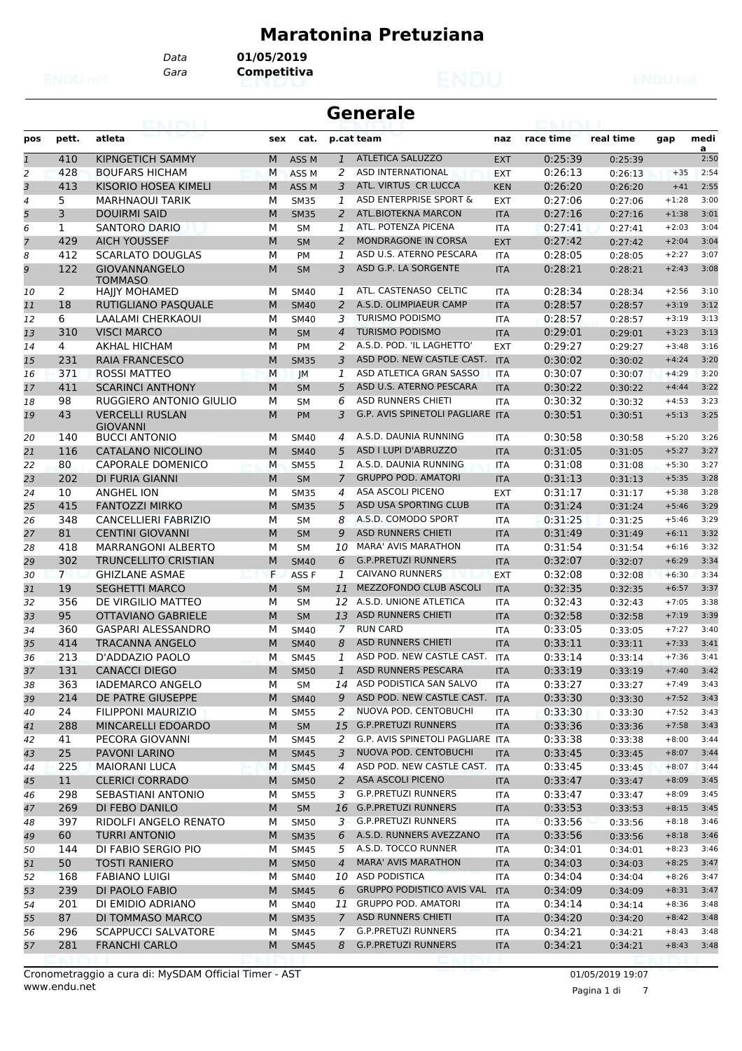# Maratonina Pretuziana

Data **01/05/2019**
Gara **Competitiva**

## Generale

| pos | pett. | atleta | sex | cat. | p.cat | team | naz | race time | real time | gap | media |
|---|---|---|---|---|---|---|---|---|---|---|---|
| 1 | 410 | KIPNGETICH SAMMY | M | ASS M | 1 | ATLETICA SALUZZO | EXT | 0:25:39 | 0:25:39 | | 2:50 |
| 2 | 428 | BOUFARS HICHAM | M | ASS M | 2 | ASD INTERNATIONAL | EXT | 0:26:13 | 0:26:13 | +35 | 2:54 |
| 3 | 413 | KISORIO HOSEA KIMELI | M | ASS M | 3 | ATL. VIRTUS CR LUCCA | KEN | 0:26:20 | 0:26:20 | +41 | 2:55 |
| 4 | 5 | MARHNAOUI TARIK | M | SM35 | 1 | ASD ENTERPRISE SPORT & | EXT | 0:27:06 | 0:27:06 | +1:28 | 3:00 |
| 5 | 3 | DOUIRMI SAID | M | SM35 | 2 | ATL.BIOTEKNA MARCON | ITA | 0:27:16 | 0:27:16 | +1:38 | 3:01 |
| 6 | 1 | SANTORO DARIO | M | SM | 1 | ATL. POTENZA PICENA | ITA | 0:27:41 | 0:27:41 | +2:03 | 3:04 |
| 7 | 429 | AICH YOUSSEF | M | SM | 2 | MONDRAGONE IN CORSA | EXT | 0:27:42 | 0:27:42 | +2:04 | 3:04 |
| 8 | 412 | SCARLATO DOUGLAS | M | PM | 1 | ASD U.S. ATERNO PESCARA | ITA | 0:28:05 | 0:28:05 | +2:27 | 3:07 |
| 9 | 122 | GIOVANNANGELO TOMMASO | M | SM | 3 | ASD G.P. LA SORGENTE | ITA | 0:28:21 | 0:28:21 | +2:43 | 3:08 |
| 10 | 2 | HAJJY MOHAMED | M | SM40 | 1 | ATL. CASTENASO CELTIC | ITA | 0:28:34 | 0:28:34 | +2:56 | 3:10 |
| 11 | 18 | RUTIGLIANO PASQUALE | M | SM40 | 2 | A.S.D. OLIMPIAEUR CAMP | ITA | 0:28:57 | 0:28:57 | +3:19 | 3:12 |
| 12 | 6 | LAALAMI CHERKAOUI | M | SM40 | 3 | TURISMO PODISMO | ITA | 0:28:57 | 0:28:57 | +3:19 | 3:13 |
| 13 | 310 | VISCI MARCO | M | SM | 4 | TURISMO PODISMO | ITA | 0:29:01 | 0:29:01 | +3:23 | 3:13 |
| 14 | 4 | AKHAL HICHAM | M | PM | 2 | A.S.D. POD. 'IL LAGHETTO' | EXT | 0:29:27 | 0:29:27 | +3:48 | 3:16 |
| 15 | 231 | RAIA FRANCESCO | M | SM35 | 3 | ASD POD. NEW CASTLE CAST. | ITA | 0:30:02 | 0:30:02 | +4:24 | 3:20 |
| 16 | 371 | ROSSI MATTEO | M | JM | 1 | ASD ATLETICA GRAN SASSO | ITA | 0:30:07 | 0:30:07 | +4:29 | 3:20 |
| 17 | 411 | SCARINCI ANTHONY | M | SM | 5 | ASD U.S. ATERNO PESCARA | ITA | 0:30:22 | 0:30:22 | +4:44 | 3:22 |
| 18 | 98 | RUGGIERO ANTONIO GIULIO | M | SM | 6 | ASD RUNNERS CHIETI | ITA | 0:30:32 | 0:30:32 | +4:53 | 3:23 |
| 19 | 43 | VERCELLI RUSLAN GIOVANNI | M | PM | 3 | G.P. AVIS SPINETOLI PAGLIARE | ITA | 0:30:51 | 0:30:51 | +5:13 | 3:25 |
| 20 | 140 | BUCCI ANTONIO | M | SM40 | 4 | A.S.D. DAUNIA RUNNING | ITA | 0:30:58 | 0:30:58 | +5:20 | 3:26 |
| 21 | 116 | CATALANO NICOLINO | M | SM40 | 5 | ASD I LUPI D'ABRUZZO | ITA | 0:31:05 | 0:31:05 | +5:27 | 3:27 |
| 22 | 80 | CAPORALE DOMENICO | M | SM55 | 1 | A.S.D. DAUNIA RUNNING | ITA | 0:31:08 | 0:31:08 | +5:30 | 3:27 |
| 23 | 202 | DI FURIA GIANNI | M | SM | 7 | GRUPPO POD. AMATORI | ITA | 0:31:13 | 0:31:13 | +5:35 | 3:28 |
| 24 | 10 | ANGHEL ION | M | SM35 | 4 | ASA ASCOLI PICENO | EXT | 0:31:17 | 0:31:17 | +5:38 | 3:28 |
| 25 | 415 | FANTOZZI MIRKO | M | SM35 | 5 | ASD USA SPORTING CLUB | ITA | 0:31:24 | 0:31:24 | +5:46 | 3:29 |
| 26 | 348 | CANCELLIERI FABRIZIO | M | SM | 8 | A.S.D. COMODO SPORT | ITA | 0:31:25 | 0:31:25 | +5:46 | 3:29 |
| 27 | 81 | CENTINI GIOVANNI | M | SM | 9 | ASD RUNNERS CHIETI | ITA | 0:31:49 | 0:31:49 | +6:11 | 3:32 |
| 28 | 418 | MARRANGONI ALBERTO | M | SM | 10 | MARA' AVIS MARATHON | ITA | 0:31:54 | 0:31:54 | +6:16 | 3:32 |
| 29 | 302 | TRUNCELLITO CRISTIAN | M | SM40 | 6 | G.P.PRETUZI RUNNERS | ITA | 0:32:07 | 0:32:07 | +6:29 | 3:34 |
| 30 | 7 | GHIZLANE ASMAE | F | ASS F | 1 | CAIVANO RUNNERS | EXT | 0:32:08 | 0:32:08 | +6:30 | 3:34 |
| 31 | 19 | SEGHETTI MARCO | M | SM | 11 | MEZZOFONDO CLUB ASCOLI | ITA | 0:32:35 | 0:32:35 | +6:57 | 3:37 |
| 32 | 356 | DE VIRGILIO MATTEO | M | SM | 12 | A.S.D. UNIONE ATLETICA | ITA | 0:32:43 | 0:32:43 | +7:05 | 3:38 |
| 33 | 95 | OTTAVIANO GABRIELE | M | SM | 13 | ASD RUNNERS CHIETI | ITA | 0:32:58 | 0:32:58 | +7:19 | 3:39 |
| 34 | 360 | GASPARI ALESSANDRO | M | SM40 | 7 | RUN CARD | ITA | 0:33:05 | 0:33:05 | +7:27 | 3:40 |
| 35 | 414 | TRACANNA ANGELO | M | SM40 | 8 | ASD RUNNERS CHIETI | ITA | 0:33:11 | 0:33:11 | +7:33 | 3:41 |
| 36 | 213 | D'ADDAZIO PAOLO | M | SM45 | 1 | ASD POD. NEW CASTLE CAST. | ITA | 0:33:14 | 0:33:14 | +7:36 | 3:41 |
| 37 | 131 | CANACCI DIEGO | M | SM50 | 1 | ASD RUNNERS PESCARA | ITA | 0:33:19 | 0:33:19 | +7:40 | 3:42 |
| 38 | 363 | IADEMARCO ANGELO | M | SM | 14 | ASD PODISTICA SAN SALVO | ITA | 0:33:27 | 0:33:27 | +7:49 | 3:43 |
| 39 | 214 | DE PATRE GIUSEPPE | M | SM40 | 9 | ASD POD. NEW CASTLE CAST. | ITA | 0:33:30 | 0:33:30 | +7:52 | 3:43 |
| 40 | 24 | FILIPPONI MAURIZIO | M | SM55 | 2 | NUOVA POD. CENTOBUCHI | ITA | 0:33:30 | 0:33:30 | +7:52 | 3:43 |
| 41 | 288 | MINCARELLI EDOARDO | M | SM | 15 | G.P.PRETUZI RUNNERS | ITA | 0:33:36 | 0:33:36 | +7:58 | 3:43 |
| 42 | 41 | PECORA GIOVANNI | M | SM45 | 2 | G.P. AVIS SPINETOLI PAGLIARE | ITA | 0:33:38 | 0:33:38 | +8:00 | 3:44 |
| 43 | 25 | PAVONI LARINO | M | SM45 | 3 | NUOVA POD. CENTOBUCHI | ITA | 0:33:45 | 0:33:45 | +8:07 | 3:44 |
| 44 | 225 | MAIORANI LUCA | M | SM45 | 4 | ASD POD. NEW CASTLE CAST. | ITA | 0:33:45 | 0:33:45 | +8:07 | 3:44 |
| 45 | 11 | CLERICI CORRADO | M | SM50 | 2 | ASA ASCOLI PICENO | ITA | 0:33:47 | 0:33:47 | +8:09 | 3:45 |
| 46 | 298 | SEBASTIANI ANTONIO | M | SM55 | 3 | G.P.PRETUZI RUNNERS | ITA | 0:33:47 | 0:33:47 | +8:09 | 3:45 |
| 47 | 269 | DI FEBO DANILO | M | SM | 16 | G.P.PRETUZI RUNNERS | ITA | 0:33:53 | 0:33:53 | +8:15 | 3:45 |
| 48 | 397 | RIDOLFI ANGELO RENATO | M | SM50 | 3 | G.P.PRETUZI RUNNERS | ITA | 0:33:56 | 0:33:56 | +8:18 | 3:46 |
| 49 | 60 | TURRI ANTONIO | M | SM35 | 6 | A.S.D. RUNNERS AVEZZANO | ITA | 0:33:56 | 0:33:56 | +8:18 | 3:46 |
| 50 | 144 | DI FABIO SERGIO PIO | M | SM45 | 5 | A.S.D. TOCCO RUNNER | ITA | 0:34:01 | 0:34:01 | +8:23 | 3:46 |
| 51 | 50 | TOSTI RANIERO | M | SM50 | 4 | MARA' AVIS MARATHON | ITA | 0:34:03 | 0:34:03 | +8:25 | 3:47 |
| 52 | 168 | FABIANO LUIGI | M | SM40 | 10 | ASD PODISTICA | ITA | 0:34:04 | 0:34:04 | +8:26 | 3:47 |
| 53 | 239 | DI PAOLO FABIO | M | SM45 | 6 | GRUPPO PODISTICO AVIS VAL | ITA | 0:34:09 | 0:34:09 | +8:31 | 3:47 |
| 54 | 201 | DI EMIDIO ADRIANO | M | SM40 | 11 | GRUPPO POD. AMATORI | ITA | 0:34:14 | 0:34:14 | +8:36 | 3:48 |
| 55 | 87 | DI TOMMASO MARCO | M | SM35 | 7 | ASD RUNNERS CHIETI | ITA | 0:34:20 | 0:34:20 | +8:42 | 3:48 |
| 56 | 296 | SCAPPUCCI SALVATORE | M | SM45 | 7 | G.P.PRETUZI RUNNERS | ITA | 0:34:21 | 0:34:21 | +8:43 | 3:48 |
| 57 | 281 | FRANCHI CARLO | M | SM45 | 8 | G.P.PRETUZI RUNNERS | ITA | 0:34:21 | 0:34:21 | +8:43 | 3:48 |

Cronometraggio a cura di: MySDAM Official Timer - AST
www.endu.net
01/05/2019 19:07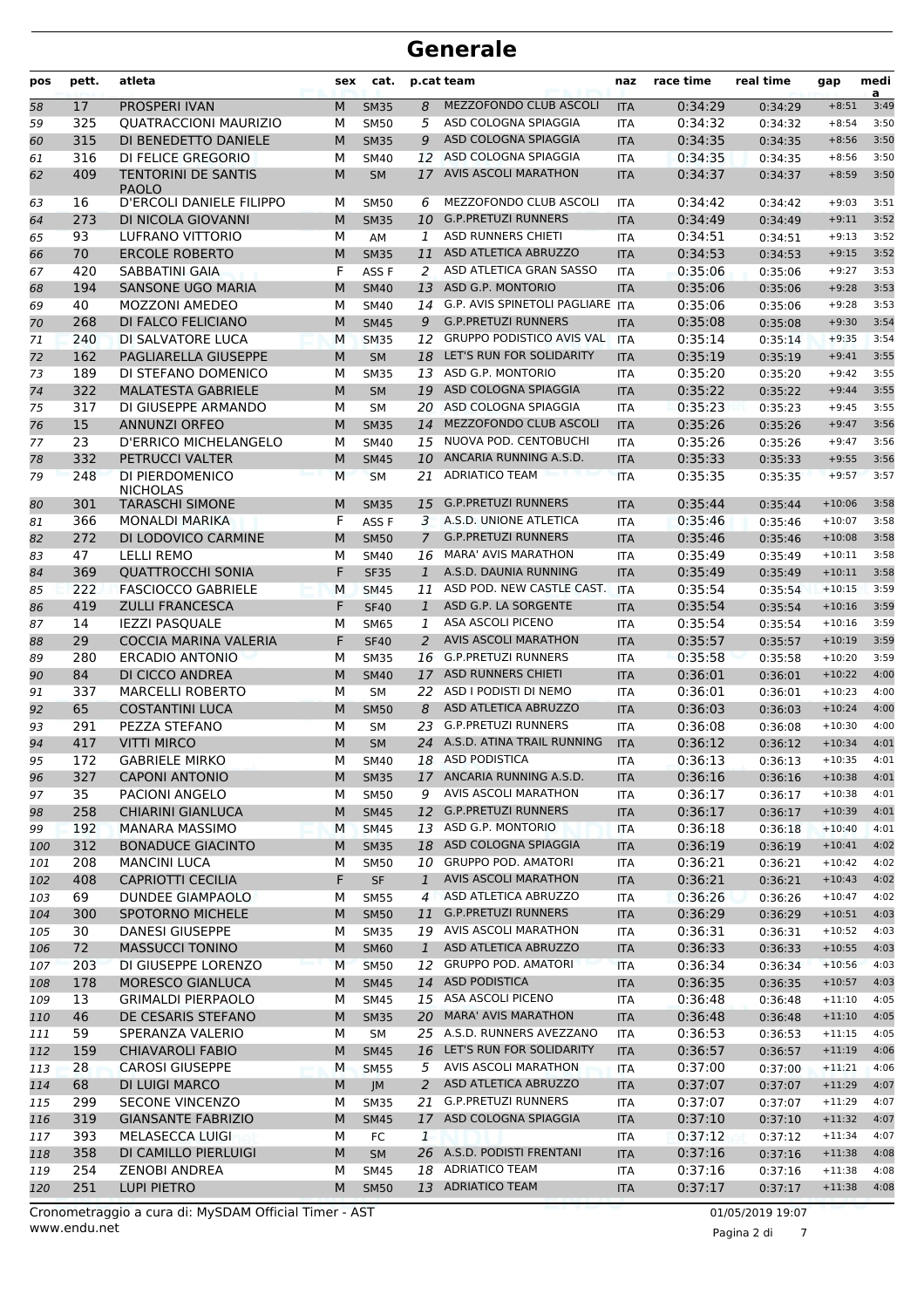# Generale

| pos | pett. | atleta | sex | cat. | p.cat | team | naz | race time | real time | gap | media |
|---|---|---|---|---|---|---|---|---|---|---|---|
| 58 | 17 | PROSPERI IVAN | M | SM35 | 8 | MEZZOFONDO CLUB ASCOLI | ITA | 0:34:29 | 0:34:29 | +8:51 | 3:49 |
| 59 | 325 | QUATRACCIONI MAURIZIO | M | SM50 | 5 | ASD COLOGNA SPIAGGIA | ITA | 0:34:32 | 0:34:32 | +8:54 | 3:50 |
| 60 | 315 | DI BENEDETTO DANIELE | M | SM35 | 9 | ASD COLOGNA SPIAGGIA | ITA | 0:34:35 | 0:34:35 | +8:56 | 3:50 |
| 61 | 316 | DI FELICE GREGORIO | M | SM40 | 12 | ASD COLOGNA SPIAGGIA | ITA | 0:34:35 | 0:34:35 | +8:56 | 3:50 |
| 62 | 409 | TENTORINI DE SANTIS PAOLO | M | SM | 17 | AVIS ASCOLI MARATHON | ITA | 0:34:37 | 0:34:37 | +8:59 | 3:50 |
| 63 | 16 | D'ERCOLI DANIELE FILIPPO | M | SM50 | 6 | MEZZOFONDO CLUB ASCOLI | ITA | 0:34:42 | 0:34:42 | +9:03 | 3:51 |
| 64 | 273 | DI NICOLA GIOVANNI | M | SM35 | 10 | G.P.PRETUZI RUNNERS | ITA | 0:34:49 | 0:34:49 | +9:11 | 3:52 |
| 65 | 93 | LUFRANO VITTORIO | M | AM | 1 | ASD RUNNERS CHIETI | ITA | 0:34:51 | 0:34:51 | +9:13 | 3:52 |
| 66 | 70 | ERCOLE ROBERTO | M | SM35 | 11 | ASD ATLETICA ABRUZZO | ITA | 0:34:53 | 0:34:53 | +9:15 | 3:52 |
| 67 | 420 | SABBATINI GAIA | F | ASS F | 2 | ASD ATLETICA GRAN SASSO | ITA | 0:35:06 | 0:35:06 | +9:27 | 3:53 |
| 68 | 194 | SANSONE UGO MARIA | M | SM40 | 13 | ASD G.P. MONTORIO | ITA | 0:35:06 | 0:35:06 | +9:28 | 3:53 |
| 69 | 40 | MOZZONI AMEDEO | M | SM40 | 14 | G.P. AVIS SPINETOLI PAGLIARE | ITA | 0:35:06 | 0:35:06 | +9:28 | 3:53 |
| 70 | 268 | DI FALCO FELICIANO | M | SM45 | 9 | G.P.PRETUZI RUNNERS | ITA | 0:35:08 | 0:35:08 | +9:30 | 3:54 |
| 71 | 240 | DI SALVATORE LUCA | M | SM35 | 12 | GRUPPO PODISTICO AVIS VAL | ITA | 0:35:14 | 0:35:14 | +9:35 | 3:54 |
| 72 | 162 | PAGLIARELLA GIUSEPPE | M | SM | 18 | LET'S RUN FOR SOLIDARITY | ITA | 0:35:19 | 0:35:19 | +9:41 | 3:55 |
| 73 | 189 | DI STEFANO DOMENICO | M | SM35 | 13 | ASD G.P. MONTORIO | ITA | 0:35:20 | 0:35:20 | +9:42 | 3:55 |
| 74 | 322 | MALATESTA GABRIELE | M | SM | 19 | ASD COLOGNA SPIAGGIA | ITA | 0:35:22 | 0:35:22 | +9:44 | 3:55 |
| 75 | 317 | DI GIUSEPPE ARMANDO | M | SM | 20 | ASD COLOGNA SPIAGGIA | ITA | 0:35:23 | 0:35:23 | +9:45 | 3:55 |
| 76 | 15 | ANNUNZI ORFEO | M | SM35 | 14 | MEZZOFONDO CLUB ASCOLI | ITA | 0:35:26 | 0:35:26 | +9:47 | 3:56 |
| 77 | 23 | D'ERRICO MICHELANGELO | M | SM40 | 15 | NUOVA POD. CENTOBUCHI | ITA | 0:35:26 | 0:35:26 | +9:47 | 3:56 |
| 78 | 332 | PETRUCCI VALTER | M | SM45 | 10 | ANCARIA RUNNING A.S.D. | ITA | 0:35:33 | 0:35:33 | +9:55 | 3:56 |
| 79 | 248 | DI PIERDOMENICO NICHOLAS | M | SM | 21 | ADRIATICO TEAM | ITA | 0:35:35 | 0:35:35 | +9:57 | 3:57 |
| 80 | 301 | TARASCHI SIMONE | M | SM35 | 15 | G.P.PRETUZI RUNNERS | ITA | 0:35:44 | 0:35:44 | +10:06 | 3:58 |
| 81 | 366 | MONALDI MARIKA | F | ASS F | 3 | A.S.D. UNIONE ATLETICA | ITA | 0:35:46 | 0:35:46 | +10:07 | 3:58 |
| 82 | 272 | DI LODOVICO CARMINE | M | SM50 | 7 | G.P.PRETUZI RUNNERS | ITA | 0:35:46 | 0:35:46 | +10:08 | 3:58 |
| 83 | 47 | LELLI REMO | M | SM40 | 16 | MARA' AVIS MARATHON | ITA | 0:35:49 | 0:35:49 | +10:11 | 3:58 |
| 84 | 369 | QUATTROCCHI SONIA | F | SF35 | 1 | A.S.D. DAUNIA RUNNING | ITA | 0:35:49 | 0:35:49 | +10:11 | 3:58 |
| 85 | 222 | FASCIOCCO GABRIELE | M | SM45 | 11 | ASD POD. NEW CASTLE CAST. | ITA | 0:35:54 | 0:35:54 | +10:15 | 3:59 |
| 86 | 419 | ZULLI FRANCESCA | F | SF40 | 1 | ASD G.P. LA SORGENTE | ITA | 0:35:54 | 0:35:54 | +10:16 | 3:59 |
| 87 | 14 | IEZZI PASQUALE | M | SM65 | 1 | ASA ASCOLI PICENO | ITA | 0:35:54 | 0:35:54 | +10:16 | 3:59 |
| 88 | 29 | COCCIA MARINA VALERIA | F | SF40 | 2 | AVIS ASCOLI MARATHON | ITA | 0:35:57 | 0:35:57 | +10:19 | 3:59 |
| 89 | 280 | ERCADIO ANTONIO | M | SM35 | 16 | G.P.PRETUZI RUNNERS | ITA | 0:35:58 | 0:35:58 | +10:20 | 3:59 |
| 90 | 84 | DI CICCO ANDREA | M | SM40 | 17 | ASD RUNNERS CHIETI | ITA | 0:36:01 | 0:36:01 | +10:22 | 4:00 |
| 91 | 337 | MARCELLI ROBERTO | M | SM | 22 | ASD I PODISTI DI NEMO | ITA | 0:36:01 | 0:36:01 | +10:23 | 4:00 |
| 92 | 65 | COSTANTINI LUCA | M | SM50 | 8 | ASD ATLETICA ABRUZZO | ITA | 0:36:03 | 0:36:03 | +10:24 | 4:00 |
| 93 | 291 | PEZZA STEFANO | M | SM | 23 | G.P.PRETUZI RUNNERS | ITA | 0:36:08 | 0:36:08 | +10:30 | 4:00 |
| 94 | 417 | VITTI MIRCO | M | SM | 24 | A.S.D. ATINA TRAIL RUNNING | ITA | 0:36:12 | 0:36:12 | +10:34 | 4:01 |
| 95 | 172 | GABRIELE MIRKO | M | SM40 | 18 | ASD PODISTICA | ITA | 0:36:13 | 0:36:13 | +10:35 | 4:01 |
| 96 | 327 | CAPONI ANTONIO | M | SM35 | 17 | ANCARIA RUNNING A.S.D. | ITA | 0:36:16 | 0:36:16 | +10:38 | 4:01 |
| 97 | 35 | PACIONI ANGELO | M | SM50 | 9 | AVIS ASCOLI MARATHON | ITA | 0:36:17 | 0:36:17 | +10:38 | 4:01 |
| 98 | 258 | CHIARINI GIANLUCA | M | SM45 | 12 | G.P.PRETUZI RUNNERS | ITA | 0:36:17 | 0:36:17 | +10:39 | 4:01 |
| 99 | 192 | MANARA MASSIMO | M | SM45 | 13 | ASD G.P. MONTORIO | ITA | 0:36:18 | 0:36:18 | +10:40 | 4:01 |
| 100 | 312 | BONADUCE GIACINTO | M | SM35 | 18 | ASD COLOGNA SPIAGGIA | ITA | 0:36:19 | 0:36:19 | +10:41 | 4:02 |
| 101 | 208 | MANCINI LUCA | M | SM50 | 10 | GRUPPO POD. AMATORI | ITA | 0:36:21 | 0:36:21 | +10:42 | 4:02 |
| 102 | 408 | CAPRIOTTI CECILIA | F | SF | 1 | AVIS ASCOLI MARATHON | ITA | 0:36:21 | 0:36:21 | +10:43 | 4:02 |
| 103 | 69 | DUNDEE GIAMPAOLO | M | SM55 | 4 | ASD ATLETICA ABRUZZO | ITA | 0:36:26 | 0:36:26 | +10:47 | 4:02 |
| 104 | 300 | SPOTORNO MICHELE | M | SM50 | 11 | G.P.PRETUZI RUNNERS | ITA | 0:36:29 | 0:36:29 | +10:51 | 4:03 |
| 105 | 30 | DANESI GIUSEPPE | M | SM35 | 19 | AVIS ASCOLI MARATHON | ITA | 0:36:31 | 0:36:31 | +10:52 | 4:03 |
| 106 | 72 | MASSUCCI TONINO | M | SM60 | 1 | ASD ATLETICA ABRUZZO | ITA | 0:36:33 | 0:36:33 | +10:55 | 4:03 |
| 107 | 203 | DI GIUSEPPE LORENZO | M | SM50 | 12 | GRUPPO POD. AMATORI | ITA | 0:36:34 | 0:36:34 | +10:56 | 4:03 |
| 108 | 178 | MORESCO GIANLUCA | M | SM45 | 14 | ASD PODISTICA | ITA | 0:36:35 | 0:36:35 | +10:57 | 4:03 |
| 109 | 13 | GRIMALDI PIERPAOLO | M | SM45 | 15 | ASA ASCOLI PICENO | ITA | 0:36:48 | 0:36:48 | +11:10 | 4:05 |
| 110 | 46 | DE CESARIS STEFANO | M | SM35 | 20 | MARA' AVIS MARATHON | ITA | 0:36:48 | 0:36:48 | +11:10 | 4:05 |
| 111 | 59 | SPERANZA VALERIO | M | SM | 25 | A.S.D. RUNNERS AVEZZANO | ITA | 0:36:53 | 0:36:53 | +11:15 | 4:05 |
| 112 | 159 | CHIAVAROLI FABIO | M | SM45 | 16 | LET'S RUN FOR SOLIDARITY | ITA | 0:36:57 | 0:36:57 | +11:19 | 4:06 |
| 113 | 28 | CAROSI GIUSEPPE | M | SM55 | 5 | AVIS ASCOLI MARATHON | ITA | 0:37:00 | 0:37:00 | +11:21 | 4:06 |
| 114 | 68 | DI LUIGI MARCO | M | JM | 2 | ASD ATLETICA ABRUZZO | ITA | 0:37:07 | 0:37:07 | +11:29 | 4:07 |
| 115 | 299 | SECONE VINCENZO | M | SM35 | 21 | G.P.PRETUZI RUNNERS | ITA | 0:37:07 | 0:37:07 | +11:29 | 4:07 |
| 116 | 319 | GIANSANTE FABRIZIO | M | SM45 | 17 | ASD COLOGNA SPIAGGIA | ITA | 0:37:10 | 0:37:10 | +11:32 | 4:07 |
| 117 | 393 | MELASECCA LUIGI | M | FC | 1 |  | ITA | 0:37:12 | 0:37:12 | +11:34 | 4:07 |
| 118 | 358 | DI CAMILLO PIERLUIGI | M | SM | 26 | A.S.D. PODISTI FRENTANI | ITA | 0:37:16 | 0:37:16 | +11:38 | 4:08 |
| 119 | 254 | ZENOBI ANDREA | M | SM45 | 18 | ADRIATICO TEAM | ITA | 0:37:16 | 0:37:16 | +11:38 | 4:08 |
| 120 | 251 | LUPI PIETRO | M | SM50 | 13 | ADRIATICO TEAM | ITA | 0:37:17 | 0:37:17 | +11:38 | 4:08 |

Cronometraggio a cura di: MySDAM Official Timer - AST
www.endu.net
01/05/2019 19:07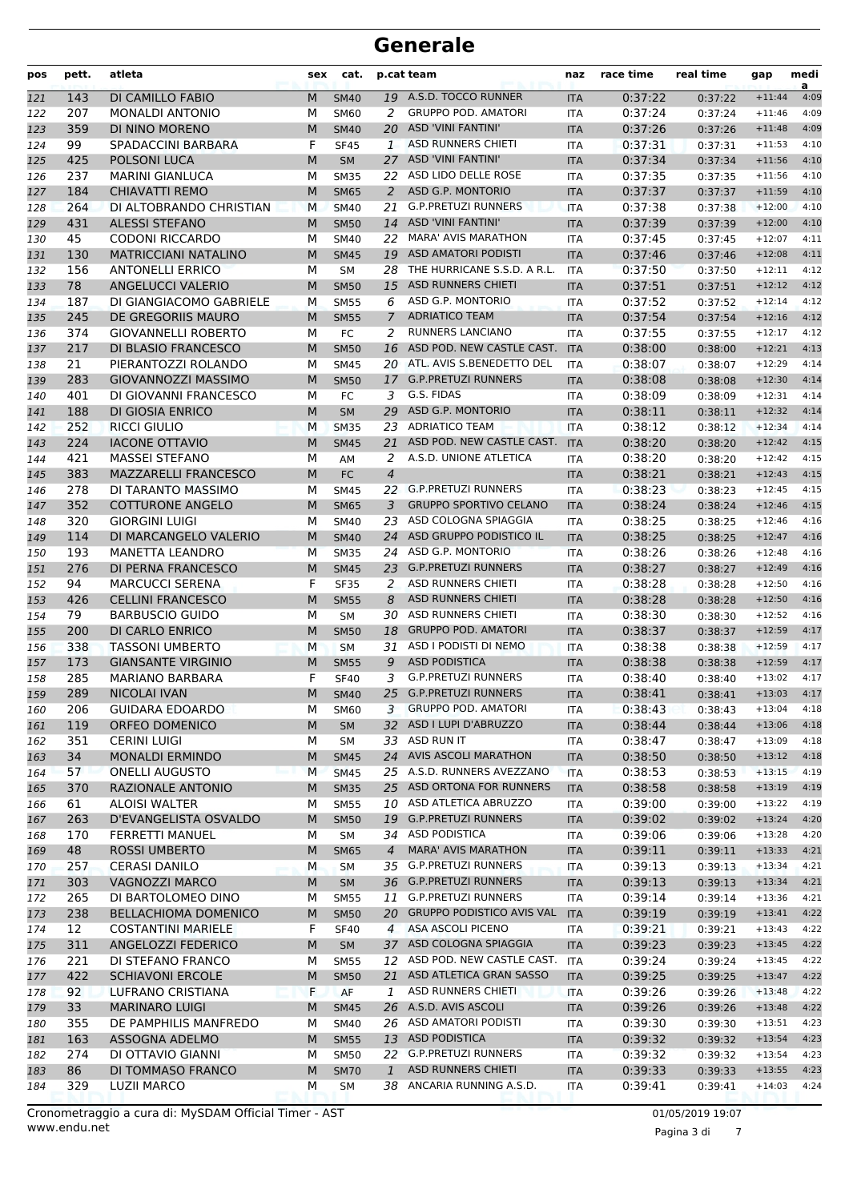# Generale

| pos | pett. | atleta | sex | cat. | p.cat | team | naz | race time | real time | gap | media |
|---|---|---|---|---|---|---|---|---|---|---|---|
| 121 | 143 | DI CAMILLO FABIO | M | SM40 | 19 | A.S.D. TOCCO RUNNER | ITA | 0:37:22 | 0:37:22 | +11:44 | 4:09 |
| 122 | 207 | MONALDI ANTONIO | M | SM60 | 2 | GRUPPO POD. AMATORI | ITA | 0:37:24 | 0:37:24 | +11:46 | 4:09 |
| 123 | 359 | DI NINO MORENO | M | SM40 | 20 | ASD 'VINI FANTINI' | ITA | 0:37:26 | 0:37:26 | +11:48 | 4:09 |
| 124 | 99 | SPADACCINI BARBARA | F | SF45 | 1 | ASD RUNNERS CHIETI | ITA | 0:37:31 | 0:37:31 | +11:53 | 4:10 |
| 125 | 425 | POLSONI LUCA | M | SM | 27 | ASD 'VINI FANTINI' | ITA | 0:37:34 | 0:37:34 | +11:56 | 4:10 |
| 126 | 237 | MARINI GIANLUCA | M | SM35 | 22 | ASD LIDO DELLE ROSE | ITA | 0:37:35 | 0:37:35 | +11:56 | 4:10 |
| 127 | 184 | CHIAVATTI REMO | M | SM65 | 2 | ASD G.P. MONTORIO | ITA | 0:37:37 | 0:37:37 | +11:59 | 4:10 |
| 128 | 264 | DI ALTOBRANDO CHRISTIAN | M | SM40 | 21 | G.P.PRETUZI RUNNERS | ITA | 0:37:38 | 0:37:38 | +12:00 | 4:10 |
| 129 | 431 | ALESSI STEFANO | M | SM50 | 14 | ASD 'VINI FANTINI' | ITA | 0:37:39 | 0:37:39 | +12:00 | 4:10 |
| 130 | 45 | CODONI RICCARDO | M | SM40 | 22 | MARA' AVIS MARATHON | ITA | 0:37:45 | 0:37:45 | +12:07 | 4:11 |
| 131 | 130 | MATRICCIANI NATALINO | M | SM45 | 19 | ASD AMATORI PODISTI | ITA | 0:37:46 | 0:37:46 | +12:08 | 4:11 |
| 132 | 156 | ANTONELLI ERRICO | M | SM | 28 | THE HURRICANE S.S.D. A R.L. | ITA | 0:37:50 | 0:37:50 | +12:11 | 4:12 |
| 133 | 78 | ANGELUCCI VALERIO | M | SM50 | 15 | ASD RUNNERS CHIETI | ITA | 0:37:51 | 0:37:51 | +12:12 | 4:12 |
| 134 | 187 | DI GIANGIACOMO GABRIELE | M | SM55 | 6 | ASD G.P. MONTORIO | ITA | 0:37:52 | 0:37:52 | +12:14 | 4:12 |
| 135 | 245 | DE GREGORIIS MAURO | M | SM55 | 7 | ADRIATICO TEAM | ITA | 0:37:54 | 0:37:54 | +12:16 | 4:12 |
| 136 | 374 | GIOVANNELLI ROBERTO | M | FC | 2 | RUNNERS LANCIANO | ITA | 0:37:55 | 0:37:55 | +12:17 | 4:12 |
| 137 | 217 | DI BLASIO FRANCESCO | M | SM50 | 16 | ASD POD. NEW CASTLE CAST. | ITA | 0:38:00 | 0:38:00 | +12:21 | 4:13 |
| 138 | 21 | PIERANTOZZI ROLANDO | M | SM45 | 20 | ATL. AVIS S.BENEDETTO DEL | ITA | 0:38:07 | 0:38:07 | +12:29 | 4:14 |
| 139 | 283 | GIOVANNOZZI MASSIMO | M | SM50 | 17 | G.P.PRETUZI RUNNERS | ITA | 0:38:08 | 0:38:08 | +12:30 | 4:14 |
| 140 | 401 | DI GIOVANNI FRANCESCO | M | FC | 3 | G.S. FIDAS | ITA | 0:38:09 | 0:38:09 | +12:31 | 4:14 |
| 141 | 188 | DI GIOSIA ENRICO | M | SM | 29 | ASD G.P. MONTORIO | ITA | 0:38:11 | 0:38:11 | +12:32 | 4:14 |
| 142 | 252 | RICCI GIULIO | M | SM35 | 23 | ADRIATICO TEAM | ITA | 0:38:12 | 0:38:12 | +12:34 | 4:14 |
| 143 | 224 | IACONE OTTAVIO | M | SM45 | 21 | ASD POD. NEW CASTLE CAST. | ITA | 0:38:20 | 0:38:20 | +12:42 | 4:15 |
| 144 | 421 | MASSEI STEFANO | M | AM | 2 | A.S.D. UNIONE ATLETICA | ITA | 0:38:20 | 0:38:20 | +12:42 | 4:15 |
| 145 | 383 | MAZZARELLI FRANCESCO | M | FC | 4 | | ITA | 0:38:21 | 0:38:21 | +12:43 | 4:15 |
| 146 | 278 | DI TARANTO MASSIMO | M | SM45 | 22 | G.P.PRETUZI RUNNERS | ITA | 0:38:23 | 0:38:23 | +12:45 | 4:15 |
| 147 | 352 | COTTURONE ANGELO | M | SM65 | 3 | GRUPPO SPORTIVO CELANO | ITA | 0:38:24 | 0:38:24 | +12:46 | 4:15 |
| 148 | 320 | GIORGINI LUIGI | M | SM40 | 23 | ASD COLOGNA SPIAGGIA | ITA | 0:38:25 | 0:38:25 | +12:46 | 4:16 |
| 149 | 114 | DI MARCANGELO VALERIO | M | SM40 | 24 | ASD GRUPPO PODISTICO IL | ITA | 0:38:25 | 0:38:25 | +12:47 | 4:16 |
| 150 | 193 | MANETTA LEANDRO | M | SM35 | 24 | ASD G.P. MONTORIO | ITA | 0:38:26 | 0:38:26 | +12:48 | 4:16 |
| 151 | 276 | DI PERNA FRANCESCO | M | SM45 | 23 | G.P.PRETUZI RUNNERS | ITA | 0:38:27 | 0:38:27 | +12:49 | 4:16 |
| 152 | 94 | MARCUCCI SERENA | F | SF35 | 2 | ASD RUNNERS CHIETI | ITA | 0:38:28 | 0:38:28 | +12:50 | 4:16 |
| 153 | 426 | CELLINI FRANCESCO | M | SM55 | 8 | ASD RUNNERS CHIETI | ITA | 0:38:28 | 0:38:28 | +12:50 | 4:16 |
| 154 | 79 | BARBUSCIO GUIDO | M | SM | 30 | ASD RUNNERS CHIETI | ITA | 0:38:30 | 0:38:30 | +12:52 | 4:16 |
| 155 | 200 | DI CARLO ENRICO | M | SM50 | 18 | GRUPPO POD. AMATORI | ITA | 0:38:37 | 0:38:37 | +12:59 | 4:17 |
| 156 | 338 | TASSONI UMBERTO | M | SM | 31 | ASD I PODISTI DI NEMO | ITA | 0:38:38 | 0:38:38 | +12:59 | 4:17 |
| 157 | 173 | GIANSANTE VIRGINIO | M | SM55 | 9 | ASD PODISTICA | ITA | 0:38:38 | 0:38:38 | +12:59 | 4:17 |
| 158 | 285 | MARIANO BARBARA | F | SF40 | 3 | G.P.PRETUZI RUNNERS | ITA | 0:38:40 | 0:38:40 | +13:02 | 4:17 |
| 159 | 289 | NICOLAI IVAN | M | SM40 | 25 | G.P.PRETUZI RUNNERS | ITA | 0:38:41 | 0:38:41 | +13:03 | 4:17 |
| 160 | 206 | GUIDARA EDOARDO | M | SM60 | 3 | GRUPPO POD. AMATORI | ITA | 0:38:43 | 0:38:43 | +13:04 | 4:18 |
| 161 | 119 | ORFEO DOMENICO | M | SM | 32 | ASD I LUPI D'ABRUZZO | ITA | 0:38:44 | 0:38:44 | +13:06 | 4:18 |
| 162 | 351 | CERINI LUIGI | M | SM | 33 | ASD RUN IT | ITA | 0:38:47 | 0:38:47 | +13:09 | 4:18 |
| 163 | 34 | MONALDI ERMINDO | M | SM45 | 24 | AVIS ASCOLI MARATHON | ITA | 0:38:50 | 0:38:50 | +13:12 | 4:18 |
| 164 | 57 | ONELLI AUGUSTO | M | SM45 | 25 | A.S.D. RUNNERS AVEZZANO | ITA | 0:38:53 | 0:38:53 | +13:15 | 4:19 |
| 165 | 370 | RAZIONALE ANTONIO | M | SM35 | 25 | ASD ORTONA FOR RUNNERS | ITA | 0:38:58 | 0:38:58 | +13:19 | 4:19 |
| 166 | 61 | ALOISI WALTER | M | SM55 | 10 | ASD ATLETICA ABRUZZO | ITA | 0:39:00 | 0:39:00 | +13:22 | 4:19 |
| 167 | 263 | D'EVANGELISTA OSVALDO | M | SM50 | 19 | G.P.PRETUZI RUNNERS | ITA | 0:39:02 | 0:39:02 | +13:24 | 4:20 |
| 168 | 170 | FERRETTI MANUEL | M | SM | 34 | ASD PODISTICA | ITA | 0:39:06 | 0:39:06 | +13:28 | 4:20 |
| 169 | 48 | ROSSI UMBERTO | M | SM65 | 4 | MARA' AVIS MARATHON | ITA | 0:39:11 | 0:39:11 | +13:33 | 4:21 |
| 170 | 257 | CERASI DANILO | M | SM | 35 | G.P.PRETUZI RUNNERS | ITA | 0:39:13 | 0:39:13 | +13:34 | 4:21 |
| 171 | 303 | VAGNOZZI MARCO | M | SM | 36 | G.P.PRETUZI RUNNERS | ITA | 0:39:13 | 0:39:13 | +13:34 | 4:21 |
| 172 | 265 | DI BARTOLOMEO DINO | M | SM55 | 11 | G.P.PRETUZI RUNNERS | ITA | 0:39:14 | 0:39:14 | +13:36 | 4:21 |
| 173 | 238 | BELLACHIOMA DOMENICO | M | SM50 | 20 | GRUPPO PODISTICO AVIS VAL | ITA | 0:39:19 | 0:39:19 | +13:41 | 4:22 |
| 174 | 12 | COSTANTINI MARIELE | F | SF40 | 4 | ASA ASCOLI PICENO | ITA | 0:39:21 | 0:39:21 | +13:43 | 4:22 |
| 175 | 311 | ANGELOZZI FEDERICO | M | SM | 37 | ASD COLOGNA SPIAGGIA | ITA | 0:39:23 | 0:39:23 | +13:45 | 4:22 |
| 176 | 221 | DI STEFANO FRANCO | M | SM55 | 12 | ASD POD. NEW CASTLE CAST. | ITA | 0:39:24 | 0:39:24 | +13:45 | 4:22 |
| 177 | 422 | SCHIAVONI ERCOLE | M | SM50 | 21 | ASD ATLETICA GRAN SASSO | ITA | 0:39:25 | 0:39:25 | +13:47 | 4:22 |
| 178 | 92 | LUFRANO CRISTIANA | F | AF | 1 | ASD RUNNERS CHIETI | ITA | 0:39:26 | 0:39:26 | +13:48 | 4:22 |
| 179 | 33 | MARINARO LUIGI | M | SM45 | 26 | A.S.D. AVIS ASCOLI | ITA | 0:39:26 | 0:39:26 | +13:48 | 4:22 |
| 180 | 355 | DE PAMPHILIS MANFREDO | M | SM40 | 26 | ASD AMATORI PODISTI | ITA | 0:39:30 | 0:39:30 | +13:51 | 4:23 |
| 181 | 163 | ASSOGNA ADELMO | M | SM55 | 13 | ASD PODISTICA | ITA | 0:39:32 | 0:39:32 | +13:54 | 4:23 |
| 182 | 274 | DI OTTAVIO GIANNI | M | SM50 | 22 | G.P.PRETUZI RUNNERS | ITA | 0:39:32 | 0:39:32 | +13:54 | 4:23 |
| 183 | 86 | DI TOMMASO FRANCO | M | SM70 | 1 | ASD RUNNERS CHIETI | ITA | 0:39:33 | 0:39:33 | +13:55 | 4:23 |
| 184 | 329 | LUZII MARCO | M | SM | 38 | ANCARIA RUNNING A.S.D. | ITA | 0:39:41 | 0:39:41 | +14:03 | 4:24 |

Cronometraggio a cura di: MySDAM Official Timer - AST
www.endu.net

01/05/2019 19:07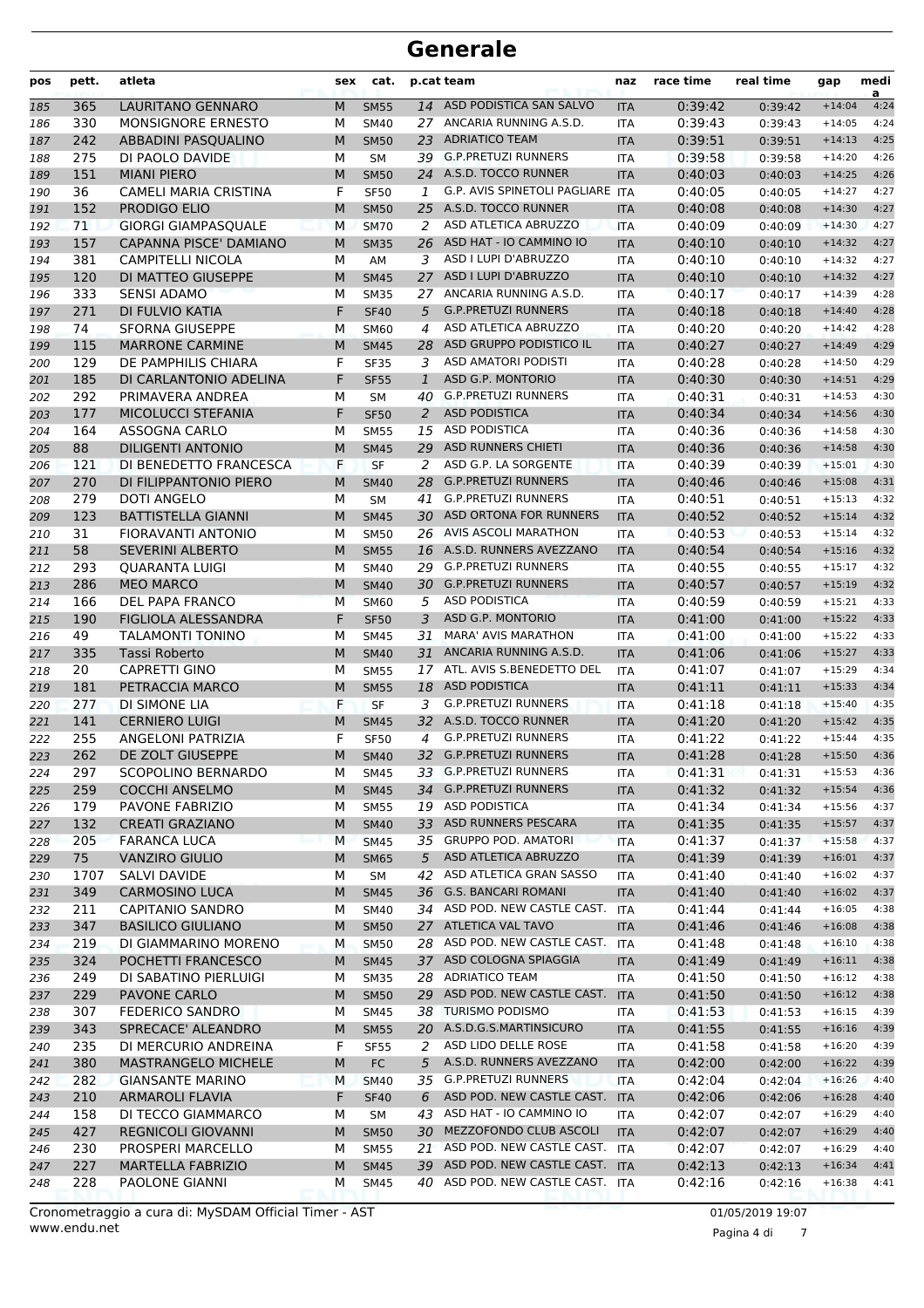# Generale

| pos | pett. | atleta | sex | cat. | p.cat | team | naz | race time | real time | gap | media |
|---|---|---|---|---|---|---|---|---|---|---|---|
| 185 | 365 | LAURITANO GENNARO | M | SM55 | 14 | ASD PODISTICA SAN SALVO | ITA | 0:39:42 | 0:39:42 | +14:04 | 4:24 |
| 186 | 330 | MONSIGNORE ERNESTO | M | SM40 | 27 | ANCARIA RUNNING A.S.D. | ITA | 0:39:43 | 0:39:43 | +14:05 | 4:24 |
| 187 | 242 | ABBADINI PASQUALINO | M | SM50 | 23 | ADRIATICO TEAM | ITA | 0:39:51 | 0:39:51 | +14:13 | 4:25 |
| 188 | 275 | DI PAOLO DAVIDE | M | SM | 39 | G.P.PRETUZI RUNNERS | ITA | 0:39:58 | 0:39:58 | +14:20 | 4:26 |
| 189 | 151 | MIANI PIERO | M | SM50 | 24 | A.S.D. TOCCO RUNNER | ITA | 0:40:03 | 0:40:03 | +14:25 | 4:26 |
| 190 | 36 | CAMELI MARIA CRISTINA | F | SF50 | 1 | G.P. AVIS SPINETOLI PAGLIARE | ITA | 0:40:05 | 0:40:05 | +14:27 | 4:27 |
| 191 | 152 | PRODIGO ELIO | M | SM50 | 25 | A.S.D. TOCCO RUNNER | ITA | 0:40:08 | 0:40:08 | +14:30 | 4:27 |
| 192 | 71 | GIORGI GIAMPASQUALE | M | SM70 | 2 | ASD ATLETICA ABRUZZO | ITA | 0:40:09 | 0:40:09 | +14:30 | 4:27 |
| 193 | 157 | CAPANNA PISCE' DAMIANO | M | SM35 | 26 | ASD HAT - IO CAMMINO IO | ITA | 0:40:10 | 0:40:10 | +14:32 | 4:27 |
| 194 | 381 | CAMPITELLI NICOLA | M | AM | 3 | ASD I LUPI D'ABRUZZO | ITA | 0:40:10 | 0:40:10 | +14:32 | 4:27 |
| 195 | 120 | DI MATTEO GIUSEPPE | M | SM45 | 27 | ASD I LUPI D'ABRUZZO | ITA | 0:40:10 | 0:40:10 | +14:32 | 4:27 |
| 196 | 333 | SENSI ADAMO | M | SM35 | 27 | ANCARIA RUNNING A.S.D. | ITA | 0:40:17 | 0:40:17 | +14:39 | 4:28 |
| 197 | 271 | DI FULVIO KATIA | F | SF40 | 5 | G.P.PRETUZI RUNNERS | ITA | 0:40:18 | 0:40:18 | +14:40 | 4:28 |
| 198 | 74 | SFORNA GIUSEPPE | M | SM60 | 4 | ASD ATLETICA ABRUZZO | ITA | 0:40:20 | 0:40:20 | +14:42 | 4:28 |
| 199 | 115 | MARRONE CARMINE | M | SM45 | 28 | ASD GRUPPO PODISTICO IL | ITA | 0:40:27 | 0:40:27 | +14:49 | 4:29 |
| 200 | 129 | DE PAMPHILIS CHIARA | F | SF35 | 3 | ASD AMATORI PODISTI | ITA | 0:40:28 | 0:40:28 | +14:50 | 4:29 |
| 201 | 185 | DI CARLANTONIO ADELINA | F | SF55 | 1 | ASD G.P. MONTORIO | ITA | 0:40:30 | 0:40:30 | +14:51 | 4:29 |
| 202 | 292 | PRIMAVERA ANDREA | M | SM | 40 | G.P.PRETUZI RUNNERS | ITA | 0:40:31 | 0:40:31 | +14:53 | 4:30 |
| 203 | 177 | MICOLUCCI STEFANIA | F | SF50 | 2 | ASD PODISTICA | ITA | 0:40:34 | 0:40:34 | +14:56 | 4:30 |
| 204 | 164 | ASSOGNA CARLO | M | SM55 | 15 | ASD PODISTICA | ITA | 0:40:36 | 0:40:36 | +14:58 | 4:30 |
| 205 | 88 | DILIGENTI ANTONIO | M | SM45 | 29 | ASD RUNNERS CHIETI | ITA | 0:40:36 | 0:40:36 | +14:58 | 4:30 |
| 206 | 121 | DI BENEDETTO FRANCESCA | F | SF | 2 | ASD G.P. LA SORGENTE | ITA | 0:40:39 | 0:40:39 | +15:01 | 4:30 |
| 207 | 270 | DI FILIPPANTONIO PIERO | M | SM40 | 28 | G.P.PRETUZI RUNNERS | ITA | 0:40:46 | 0:40:46 | +15:08 | 4:31 |
| 208 | 279 | DOTI ANGELO | M | SM | 41 | G.P.PRETUZI RUNNERS | ITA | 0:40:51 | 0:40:51 | +15:13 | 4:32 |
| 209 | 123 | BATTISTELLA GIANNI | M | SM45 | 30 | ASD ORTONA FOR RUNNERS | ITA | 0:40:52 | 0:40:52 | +15:14 | 4:32 |
| 210 | 31 | FIORAVANTI ANTONIO | M | SM50 | 26 | AVIS ASCOLI MARATHON | ITA | 0:40:53 | 0:40:53 | +15:14 | 4:32 |
| 211 | 58 | SEVERINI ALBERTO | M | SM55 | 16 | A.S.D. RUNNERS AVEZZANO | ITA | 0:40:54 | 0:40:54 | +15:16 | 4:32 |
| 212 | 293 | QUARANTA LUIGI | M | SM40 | 29 | G.P.PRETUZI RUNNERS | ITA | 0:40:55 | 0:40:55 | +15:17 | 4:32 |
| 213 | 286 | MEO MARCO | M | SM40 | 30 | G.P.PRETUZI RUNNERS | ITA | 0:40:57 | 0:40:57 | +15:19 | 4:32 |
| 214 | 166 | DEL PAPA FRANCO | M | SM60 | 5 | ASD PODISTICA | ITA | 0:40:59 | 0:40:59 | +15:21 | 4:33 |
| 215 | 190 | FIGLIOLA ALESSANDRA | F | SF50 | 3 | ASD G.P. MONTORIO | ITA | 0:41:00 | 0:41:00 | +15:22 | 4:33 |
| 216 | 49 | TALAMONTI TONINO | M | SM45 | 31 | MARA' AVIS MARATHON | ITA | 0:41:00 | 0:41:00 | +15:22 | 4:33 |
| 217 | 335 | Tassi Roberto | M | SM40 | 31 | ANCARIA RUNNING A.S.D. | ITA | 0:41:06 | 0:41:06 | +15:27 | 4:33 |
| 218 | 20 | CAPRETTI GINO | M | SM55 | 17 | ATL. AVIS S.BENEDETTO DEL | ITA | 0:41:07 | 0:41:07 | +15:29 | 4:34 |
| 219 | 181 | PETRACCIA MARCO | M | SM55 | 18 | ASD PODISTICA | ITA | 0:41:11 | 0:41:11 | +15:33 | 4:34 |
| 220 | 277 | DI SIMONE LIA | F | SF | 3 | G.P.PRETUZI RUNNERS | ITA | 0:41:18 | 0:41:18 | +15:40 | 4:35 |
| 221 | 141 | CERNIERO LUIGI | M | SM45 | 32 | A.S.D. TOCCO RUNNER | ITA | 0:41:20 | 0:41:20 | +15:42 | 4:35 |
| 222 | 255 | ANGELONI PATRIZIA | F | SF50 | 4 | G.P.PRETUZI RUNNERS | ITA | 0:41:22 | 0:41:22 | +15:44 | 4:35 |
| 223 | 262 | DE ZOLT GIUSEPPE | M | SM40 | 32 | G.P.PRETUZI RUNNERS | ITA | 0:41:28 | 0:41:28 | +15:50 | 4:36 |
| 224 | 297 | SCOPOLINO BERNARDO | M | SM45 | 33 | G.P.PRETUZI RUNNERS | ITA | 0:41:31 | 0:41:31 | +15:53 | 4:36 |
| 225 | 259 | COCCHI ANSELMO | M | SM45 | 34 | G.P.PRETUZI RUNNERS | ITA | 0:41:32 | 0:41:32 | +15:54 | 4:36 |
| 226 | 179 | PAVONE FABRIZIO | M | SM55 | 19 | ASD PODISTICA | ITA | 0:41:34 | 0:41:34 | +15:56 | 4:37 |
| 227 | 132 | CREATI GRAZIANO | M | SM40 | 33 | ASD RUNNERS PESCARA | ITA | 0:41:35 | 0:41:35 | +15:57 | 4:37 |
| 228 | 205 | FARANCA LUCA | M | SM45 | 35 | GRUPPO POD. AMATORI | ITA | 0:41:37 | 0:41:37 | +15:58 | 4:37 |
| 229 | 75 | VANZIRO GIULIO | M | SM65 | 5 | ASD ATLETICA ABRUZZO | ITA | 0:41:39 | 0:41:39 | +16:01 | 4:37 |
| 230 | 1707 | SALVI DAVIDE | M | SM | 42 | ASD ATLETICA GRAN SASSO | ITA | 0:41:40 | 0:41:40 | +16:02 | 4:37 |
| 231 | 349 | CARMOSINO LUCA | M | SM45 | 36 | G.S. BANCARI ROMANI | ITA | 0:41:40 | 0:41:40 | +16:02 | 4:37 |
| 232 | 211 | CAPITANIO SANDRO | M | SM40 | 34 | ASD POD. NEW CASTLE CAST. | ITA | 0:41:44 | 0:41:44 | +16:05 | 4:38 |
| 233 | 347 | BASILICO GIULIANO | M | SM50 | 27 | ATLETICA VAL TAVO | ITA | 0:41:46 | 0:41:46 | +16:08 | 4:38 |
| 234 | 219 | DI GIAMMARINO MORENO | M | SM50 | 28 | ASD POD. NEW CASTLE CAST. | ITA | 0:41:48 | 0:41:48 | +16:10 | 4:38 |
| 235 | 324 | POCHETTI FRANCESCO | M | SM45 | 37 | ASD COLOGNA SPIAGGIA | ITA | 0:41:49 | 0:41:49 | +16:11 | 4:38 |
| 236 | 249 | DI SABATINO PIERLUIGI | M | SM35 | 28 | ADRIATICO TEAM | ITA | 0:41:50 | 0:41:50 | +16:12 | 4:38 |
| 237 | 229 | PAVONE CARLO | M | SM50 | 29 | ASD POD. NEW CASTLE CAST. | ITA | 0:41:50 | 0:41:50 | +16:12 | 4:38 |
| 238 | 307 | FEDERICO SANDRO | M | SM45 | 38 | TURISMO PODISMO | ITA | 0:41:53 | 0:41:53 | +16:15 | 4:39 |
| 239 | 343 | SPRECACE' ALEANDRO | M | SM55 | 20 | A.S.D.G.S.MARTINSICURO | ITA | 0:41:55 | 0:41:55 | +16:16 | 4:39 |
| 240 | 235 | DI MERCURIO ANDREINA | F | SF55 | 2 | ASD LIDO DELLE ROSE | ITA | 0:41:58 | 0:41:58 | +16:20 | 4:39 |
| 241 | 380 | MASTRANGELO MICHELE | M | FC | 5 | A.S.D. RUNNERS AVEZZANO | ITA | 0:42:00 | 0:42:00 | +16:22 | 4:39 |
| 242 | 282 | GIANSANTE MARINO | M | SM40 | 35 | G.P.PRETUZI RUNNERS | ITA | 0:42:04 | 0:42:04 | +16:26 | 4:40 |
| 243 | 210 | ARMAROLI FLAVIA | F | SF40 | 6 | ASD POD. NEW CASTLE CAST. | ITA | 0:42:06 | 0:42:06 | +16:28 | 4:40 |
| 244 | 158 | DI TECCO GIAMMARCO | M | SM | 43 | ASD HAT - IO CAMMINO IO | ITA | 0:42:07 | 0:42:07 | +16:29 | 4:40 |
| 245 | 427 | REGNICOLI GIOVANNI | M | SM50 | 30 | MEZZOFONDO CLUB ASCOLI | ITA | 0:42:07 | 0:42:07 | +16:29 | 4:40 |
| 246 | 230 | PROSPERI MARCELLO | M | SM55 | 21 | ASD POD. NEW CASTLE CAST. | ITA | 0:42:07 | 0:42:07 | +16:29 | 4:40 |
| 247 | 227 | MARTELLA FABRIZIO | M | SM45 | 39 | ASD POD. NEW CASTLE CAST. | ITA | 0:42:13 | 0:42:13 | +16:34 | 4:41 |
| 248 | 228 | PAOLONE GIANNI | M | SM45 | 40 | ASD POD. NEW CASTLE CAST. | ITA | 0:42:16 | 0:42:16 | +16:38 | 4:41 |

Cronometraggio a cura di: MySDAM Official Timer - AST
www.endu.net

01/05/2019 19:07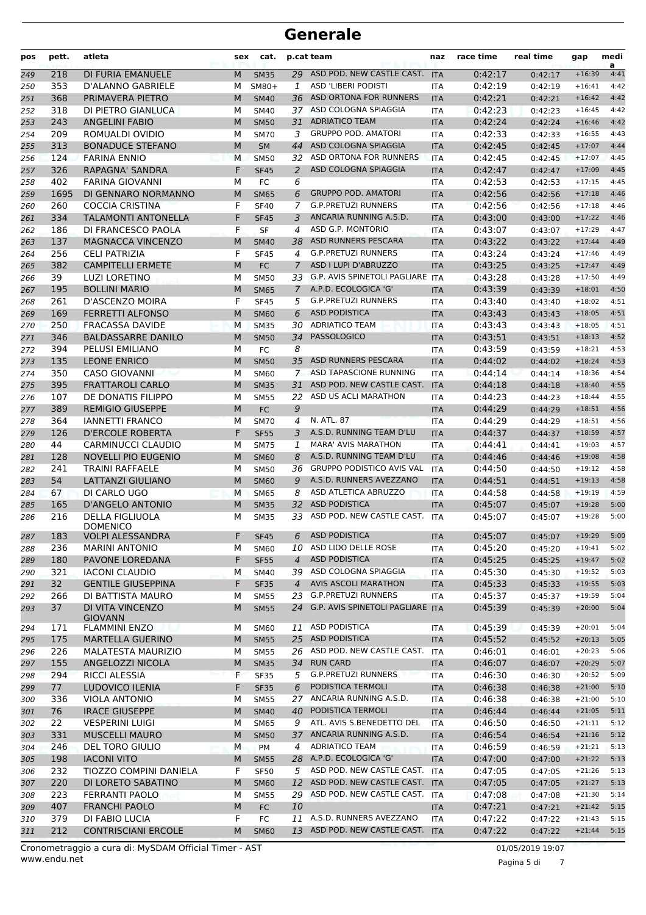# Generale

| pos | pett. | atleta | sex | cat. | p.cat | team | naz | race time | real time | gap | media |
|---|---|---|---|---|---|---|---|---|---|---|---|
| 249 | 218 | DI FURIA EMANUELE | M | SM35 | 29 | ASD POD. NEW CASTLE CAST. | ITA | 0:42:17 | 0:42:17 | +16:39 | 4:41 |
| 250 | 353 | D'ALANNO GABRIELE | M | SM80+ | 1 | ASD 'LIBERI PODISTI | ITA | 0:42:19 | 0:42:19 | +16:41 | 4:42 |
| 251 | 368 | PRIMAVERA PIETRO | M | SM40 | 36 | ASD ORTONA FOR RUNNERS | ITA | 0:42:21 | 0:42:21 | +16:42 | 4:42 |
| 252 | 318 | DI PIETRO GIANLUCA | M | SM40 | 37 | ASD COLOGNA SPIAGGIA | ITA | 0:42:23 | 0:42:23 | +16:45 | 4:42 |
| 253 | 243 | ANGELINI FABIO | M | SM50 | 31 | ADRIATICO TEAM | ITA | 0:42:24 | 0:42:24 | +16:46 | 4:42 |
| 254 | 209 | ROMUALDI OVIDIO | M | SM70 | 3 | GRUPPO POD. AMATORI | ITA | 0:42:33 | 0:42:33 | +16:55 | 4:43 |
| 255 | 313 | BONADUCE STEFANO | M | SM | 44 | ASD COLOGNA SPIAGGIA | ITA | 0:42:45 | 0:42:45 | +17:07 | 4:44 |
| 256 | 124 | FARINA ENNIO | M | SM50 | 32 | ASD ORTONA FOR RUNNERS | ITA | 0:42:45 | 0:42:45 | +17:07 | 4:45 |
| 257 | 326 | RAPAGNA' SANDRA | F | SF45 | 2 | ASD COLOGNA SPIAGGIA | ITA | 0:42:47 | 0:42:47 | +17:09 | 4:45 |
| 258 | 402 | FARINA GIOVANNI | M | FC | 6 | | ITA | 0:42:53 | 0:42:53 | +17:15 | 4:45 |
| 259 | 1695 | DI GENNARO NORMANNO | M | SM65 | 6 | GRUPPO POD. AMATORI | ITA | 0:42:56 | 0:42:56 | +17:18 | 4:46 |
| 260 | 260 | COCCIA CRISTINA | F | SF40 | 7 | G.P.PRETUZI RUNNERS | ITA | 0:42:56 | 0:42:56 | +17:18 | 4:46 |
| 261 | 334 | TALAMONTI ANTONELLA | F | SF45 | 3 | ANCARIA RUNNING A.S.D. | ITA | 0:43:00 | 0:43:00 | +17:22 | 4:46 |
| 262 | 186 | DI FRANCESCO PAOLA | F | SF | 4 | ASD G.P. MONTORIO | ITA | 0:43:07 | 0:43:07 | +17:29 | 4:47 |
| 263 | 137 | MAGNACCA VINCENZO | M | SM40 | 38 | ASD RUNNERS PESCARA | ITA | 0:43:22 | 0:43:22 | +17:44 | 4:49 |
| 264 | 256 | CELI PATRIZIA | F | SF45 | 4 | G.P.PRETUZI RUNNERS | ITA | 0:43:24 | 0:43:24 | +17:46 | 4:49 |
| 265 | 382 | CAMPITELLI ERMETE | M | FC | 7 | ASD I LUPI D'ABRUZZO | ITA | 0:43:25 | 0:43:25 | +17:47 | 4:49 |
| 266 | 39 | LUZI LORETINO | M | SM50 | 33 | G.P. AVIS SPINETOLI PAGLIARE | ITA | 0:43:28 | 0:43:28 | +17:50 | 4:49 |
| 267 | 195 | BOLLINI MARIO | M | SM65 | 7 | A.P.D. ECOLOGICA 'G' | ITA | 0:43:39 | 0:43:39 | +18:01 | 4:50 |
| 268 | 261 | D'ASCENZO MOIRA | F | SF45 | 5 | G.P.PRETUZI RUNNERS | ITA | 0:43:40 | 0:43:40 | +18:02 | 4:51 |
| 269 | 169 | FERRETTI ALFONSO | M | SM60 | 6 | ASD PODISTICA | ITA | 0:43:43 | 0:43:43 | +18:05 | 4:51 |
| 270 | 250 | FRACASSA DAVIDE | M | SM35 | 30 | ADRIATICO TEAM | ITA | 0:43:43 | 0:43:43 | +18:05 | 4:51 |
| 271 | 346 | BALDASSARRE DANILO | M | SM50 | 34 | PASSOLOGICO | ITA | 0:43:51 | 0:43:51 | +18:13 | 4:52 |
| 272 | 394 | PELUSI EMILIANO | M | FC | 8 | | ITA | 0:43:59 | 0:43:59 | +18:21 | 4:53 |
| 273 | 135 | LEONE ENRICO | M | SM50 | 35 | ASD RUNNERS PESCARA | ITA | 0:44:02 | 0:44:02 | +18:24 | 4:53 |
| 274 | 350 | CASO GIOVANNI | M | SM60 | 7 | ASD TAPASCIONE RUNNING | ITA | 0:44:14 | 0:44:14 | +18:36 | 4:54 |
| 275 | 395 | FRATTAROLI CARLO | M | SM35 | 31 | ASD POD. NEW CASTLE CAST. | ITA | 0:44:18 | 0:44:18 | +18:40 | 4:55 |
| 276 | 107 | DE DONATIS FILIPPO | M | SM55 | 22 | ASD US ACLI MARATHON | ITA | 0:44:23 | 0:44:23 | +18:44 | 4:55 |
| 277 | 389 | REMIGIO GIUSEPPE | M | FC | 9 | | ITA | 0:44:29 | 0:44:29 | +18:51 | 4:56 |
| 278 | 364 | IANNETTI FRANCO | M | SM70 | 4 | N. ATL. 87 | ITA | 0:44:29 | 0:44:29 | +18:51 | 4:56 |
| 279 | 126 | D'ERCOLE ROBERTA | F | SF55 | 3 | A.S.D. RUNNING TEAM D'LU | ITA | 0:44:37 | 0:44:37 | +18:59 | 4:57 |
| 280 | 44 | CARMINUCCI CLAUDIO | M | SM75 | 1 | MARA' AVIS MARATHON | ITA | 0:44:41 | 0:44:41 | +19:03 | 4:57 |
| 281 | 128 | NOVELLI PIO EUGENIO | M | SM60 | 8 | A.S.D. RUNNING TEAM D'LU | ITA | 0:44:46 | 0:44:46 | +19:08 | 4:58 |
| 282 | 241 | TRAINI RAFFAELE | M | SM50 | 36 | GRUPPO PODISTICO AVIS VAL | ITA | 0:44:50 | 0:44:50 | +19:12 | 4:58 |
| 283 | 54 | LATTANZI GIULIANO | M | SM60 | 9 | A.S.D. RUNNERS AVEZZANO | ITA | 0:44:51 | 0:44:51 | +19:13 | 4:58 |
| 284 | 67 | DI CARLO UGO | M | SM65 | 8 | ASD ATLETICA ABRUZZO | ITA | 0:44:58 | 0:44:58 | +19:19 | 4:59 |
| 285 | 165 | D'ANGELO ANTONIO | M | SM35 | 32 | ASD PODISTICA | ITA | 0:45:07 | 0:45:07 | +19:28 | 5:00 |
| 286 | 216 | DELLA FIGLIUOLA DOMENICO | M | SM35 | 33 | ASD POD. NEW CASTLE CAST. | ITA | 0:45:07 | 0:45:07 | +19:28 | 5:00 |
| 287 | 183 | VOLPI ALESSANDRA | F | SF45 | 6 | ASD PODISTICA | ITA | 0:45:07 | 0:45:07 | +19:29 | 5:00 |
| 288 | 236 | MARINI ANTONIO | M | SM60 | 10 | ASD LIDO DELLE ROSE | ITA | 0:45:20 | 0:45:20 | +19:41 | 5:02 |
| 289 | 180 | PAVONE LOREDANA | F | SF55 | 4 | ASD PODISTICA | ITA | 0:45:25 | 0:45:25 | +19:47 | 5:02 |
| 290 | 321 | IACONI CLAUDIO | M | SM40 | 39 | ASD COLOGNA SPIAGGIA | ITA | 0:45:30 | 0:45:30 | +19:52 | 5:03 |
| 291 | 32 | GENTILE GIUSEPPINA | F | SF35 | 4 | AVIS ASCOLI MARATHON | ITA | 0:45:33 | 0:45:33 | +19:55 | 5:03 |
| 292 | 266 | DI BATTISTA MAURO | M | SM55 | 23 | G.P.PRETUZI RUNNERS | ITA | 0:45:37 | 0:45:37 | +19:59 | 5:04 |
| 293 | 37 | DI VITA VINCENZO GIOVANN | M | SM55 | 24 | G.P. AVIS SPINETOLI PAGLIARE | ITA | 0:45:39 | 0:45:39 | +20:00 | 5:04 |
| 294 | 171 | FLAMMINI ENZO | M | SM60 | 11 | ASD PODISTICA | ITA | 0:45:39 | 0:45:39 | +20:01 | 5:04 |
| 295 | 175 | MARTELLA GUERINO | M | SM55 | 25 | ASD PODISTICA | ITA | 0:45:52 | 0:45:52 | +20:13 | 5:05 |
| 296 | 226 | MALATESTA MAURIZIO | M | SM55 | 26 | ASD POD. NEW CASTLE CAST. | ITA | 0:46:01 | 0:46:01 | +20:23 | 5:06 |
| 297 | 155 | ANGELOZZI NICOLA | M | SM35 | 34 | RUN CARD | ITA | 0:46:07 | 0:46:07 | +20:29 | 5:07 |
| 298 | 294 | RICCI ALESSIA | F | SF35 | 5 | G.P.PRETUZI RUNNERS | ITA | 0:46:30 | 0:46:30 | +20:52 | 5:09 |
| 299 | 77 | LUDOVICO ILENIA | F | SF35 | 6 | PODISTICA TERMOLI | ITA | 0:46:38 | 0:46:38 | +21:00 | 5:10 |
| 300 | 336 | VIOLA ANTONIO | M | SM55 | 27 | ANCARIA RUNNING A.S.D. | ITA | 0:46:38 | 0:46:38 | +21:00 | 5:10 |
| 301 | 76 | IRACE GIUSEPPE | M | SM40 | 40 | PODISTICA TERMOLI | ITA | 0:46:44 | 0:46:44 | +21:05 | 5:11 |
| 302 | 22 | VESPERINI LUIGI | M | SM65 | 9 | ATL. AVIS S.BENEDETTO DEL | ITA | 0:46:50 | 0:46:50 | +21:11 | 5:12 |
| 303 | 331 | MUSCELLI MAURO | M | SM50 | 37 | ANCARIA RUNNING A.S.D. | ITA | 0:46:54 | 0:46:54 | +21:16 | 5:12 |
| 304 | 246 | DEL TORO GIULIO | M | PM | 4 | ADRIATICO TEAM | ITA | 0:46:59 | 0:46:59 | +21:21 | 5:13 |
| 305 | 198 | IACONI VITO | M | SM55 | 28 | A.P.D. ECOLOGICA 'G' | ITA | 0:47:00 | 0:47:00 | +21:22 | 5:13 |
| 306 | 232 | TIOZZO COMPINI DANIELA | F | SF50 | 5 | ASD POD. NEW CASTLE CAST. | ITA | 0:47:05 | 0:47:05 | +21:26 | 5:13 |
| 307 | 220 | DI LORETO SABATINO | M | SM60 | 12 | ASD POD. NEW CASTLE CAST. | ITA | 0:47:05 | 0:47:05 | +21:27 | 5:13 |
| 308 | 223 | FERRANTI PAOLO | M | SM55 | 29 | ASD POD. NEW CASTLE CAST. | ITA | 0:47:08 | 0:47:08 | +21:30 | 5:14 |
| 309 | 407 | FRANCHI PAOLO | M | FC | 10 | | ITA | 0:47:21 | 0:47:21 | +21:42 | 5:15 |
| 310 | 379 | DI FABIO LUCIA | F | FC | 11 | A.S.D. RUNNERS AVEZZANO | ITA | 0:47:22 | 0:47:22 | +21:43 | 5:15 |
| 311 | 212 | CONTRISCIANI ERCOLE | M | SM60 | 13 | ASD POD. NEW CASTLE CAST. | ITA | 0:47:22 | 0:47:22 | +21:44 | 5:15 |

Cronometraggio a cura di: MySDAM Official Timer - AST
www.endu.net

01/05/2019 19:07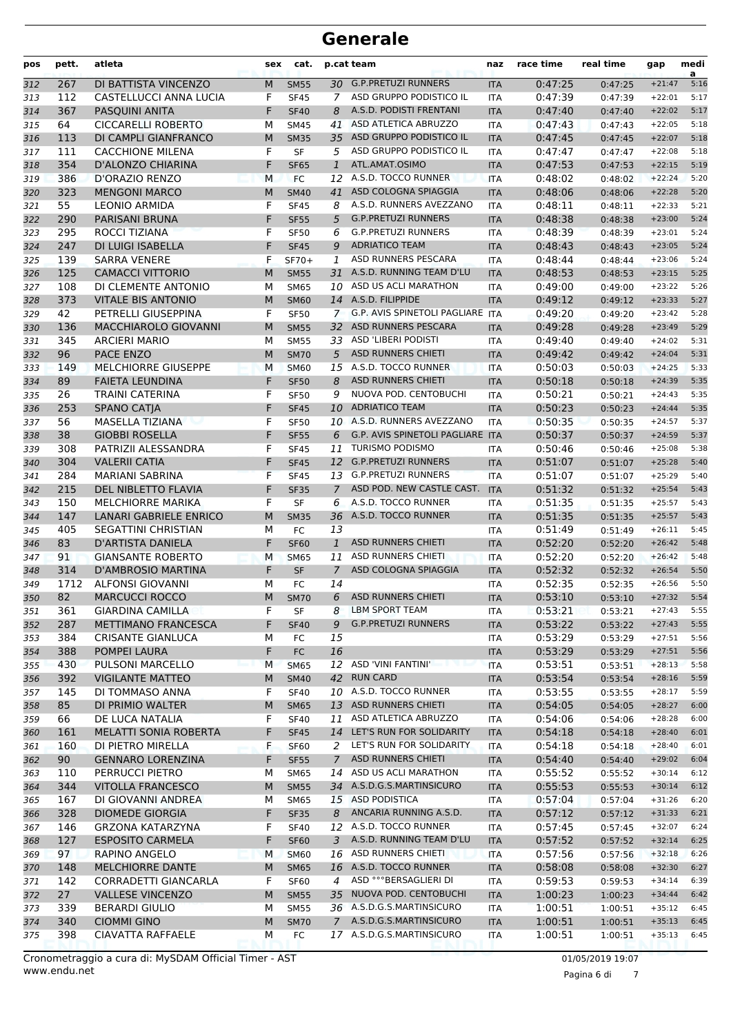# Generale

| pos | pett. | atleta | sex | cat. | p.cat | team | naz | race time | real time | gap | media |
|---|---|---|---|---|---|---|---|---|---|---|---|
| 312 | 267 | DI BATTISTA VINCENZO | M | SM55 | 30 | G.P.PRETUZI RUNNERS | ITA | 0:47:25 | 0:47:25 | +21:47 | 5:16 |
| 313 | 112 | CASTELLUCCI ANNA LUCIA | F | SF45 | 7 | ASD GRUPPO PODISTICO IL | ITA | 0:47:39 | 0:47:39 | +22:01 | 5:17 |
| 314 | 367 | PASQUINI ANITA | F | SF40 | 8 | A.S.D. PODISTI FRENTANI | ITA | 0:47:40 | 0:47:40 | +22:02 | 5:17 |
| 315 | 64 | CICCARELLI ROBERTO | M | SM45 | 41 | ASD ATLETICA ABRUZZO | ITA | 0:47:43 | 0:47:43 | +22:05 | 5:18 |
| 316 | 113 | DI CAMPLI GIANFRANCO | M | SM35 | 35 | ASD GRUPPO PODISTICO IL | ITA | 0:47:45 | 0:47:45 | +22:07 | 5:18 |
| 317 | 111 | CACCHIONE MILENA | F | SF | 5 | ASD GRUPPO PODISTICO IL | ITA | 0:47:47 | 0:47:47 | +22:08 | 5:18 |
| 318 | 354 | D'ALONZO CHIARINA | F | SF65 | 1 | ATL.AMAT.OSIMO | ITA | 0:47:53 | 0:47:53 | +22:15 | 5:19 |
| 319 | 386 | D'ORAZIO RENZO | M | FC | 12 | A.S.D. TOCCO RUNNER | ITA | 0:48:02 | 0:48:02 | +22:24 | 5:20 |
| 320 | 323 | MENGONI MARCO | M | SM40 | 41 | ASD COLOGNA SPIAGGIA | ITA | 0:48:06 | 0:48:06 | +22:28 | 5:20 |
| 321 | 55 | LEONIO ARMIDA | F | SF45 | 8 | A.S.D. RUNNERS AVEZZANO | ITA | 0:48:11 | 0:48:11 | +22:33 | 5:21 |
| 322 | 290 | PARISANI BRUNA | F | SF55 | 5 | G.P.PRETUZI RUNNERS | ITA | 0:48:38 | 0:48:38 | +23:00 | 5:24 |
| 323 | 295 | ROCCI TIZIANA | F | SF50 | 6 | G.P.PRETUZI RUNNERS | ITA | 0:48:39 | 0:48:39 | +23:01 | 5:24 |
| 324 | 247 | DI LUIGI ISABELLA | F | SF45 | 9 | ADRIATICO TEAM | ITA | 0:48:43 | 0:48:43 | +23:05 | 5:24 |
| 325 | 139 | SARRA VENERE | F | SF70+ | 1 | ASD RUNNERS PESCARA | ITA | 0:48:44 | 0:48:44 | +23:06 | 5:24 |
| 326 | 125 | CAMACCI VITTORIO | M | SM55 | 31 | A.S.D. RUNNING TEAM D'LU | ITA | 0:48:53 | 0:48:53 | +23:15 | 5:25 |
| 327 | 108 | DI CLEMENTE ANTONIO | M | SM65 | 10 | ASD US ACLI MARATHON | ITA | 0:49:00 | 0:49:00 | +23:22 | 5:26 |
| 328 | 373 | VITALE BIS ANTONIO | M | SM60 | 14 | A.S.D. FILIPPIDE | ITA | 0:49:12 | 0:49:12 | +23:33 | 5:27 |
| 329 | 42 | PETRELLI GIUSEPPINA | F | SF50 | 7 | G.P. AVIS SPINETOLI PAGLIARE | ITA | 0:49:20 | 0:49:20 | +23:42 | 5:28 |
| 330 | 136 | MACCHIAROLO GIOVANNI | M | SM55 | 32 | ASD RUNNERS PESCARA | ITA | 0:49:28 | 0:49:28 | +23:49 | 5:29 |
| 331 | 345 | ARCIERI MARIO | M | SM55 | 33 | ASD 'LIBERI PODISTI | ITA | 0:49:40 | 0:49:40 | +24:02 | 5:31 |
| 332 | 96 | PACE ENZO | M | SM70 | 5 | ASD RUNNERS CHIETI | ITA | 0:49:42 | 0:49:42 | +24:04 | 5:31 |
| 333 | 149 | MELCHIORRE GIUSEPPE | M | SM60 | 15 | A.S.D. TOCCO RUNNER | ITA | 0:50:03 | 0:50:03 | +24:25 | 5:33 |
| 334 | 89 | FAIETA LEUNDINA | F | SF50 | 8 | ASD RUNNERS CHIETI | ITA | 0:50:18 | 0:50:18 | +24:39 | 5:35 |
| 335 | 26 | TRAINI CATERINA | F | SF50 | 9 | NUOVA POD. CENTOBUCHI | ITA | 0:50:21 | 0:50:21 | +24:43 | 5:35 |
| 336 | 253 | SPANO CATJA | F | SF45 | 10 | ADRIATICO TEAM | ITA | 0:50:23 | 0:50:23 | +24:44 | 5:35 |
| 337 | 56 | MASELLA TIZIANA | F | SF50 | 10 | A.S.D. RUNNERS AVEZZANO | ITA | 0:50:35 | 0:50:35 | +24:57 | 5:37 |
| 338 | 38 | GIOBBI ROSELLA | F | SF55 | 6 | G.P. AVIS SPINETOLI PAGLIARE | ITA | 0:50:37 | 0:50:37 | +24:59 | 5:37 |
| 339 | 308 | PATRIZII ALESSANDRA | F | SF45 | 11 | TURISMO PODISMO | ITA | 0:50:46 | 0:50:46 | +25:08 | 5:38 |
| 340 | 304 | VALERII CATIA | F | SF45 | 12 | G.P.PRETUZI RUNNERS | ITA | 0:51:07 | 0:51:07 | +25:28 | 5:40 |
| 341 | 284 | MARIANI SABRINA | F | SF45 | 13 | G.P.PRETUZI RUNNERS | ITA | 0:51:07 | 0:51:07 | +25:29 | 5:40 |
| 342 | 215 | DEL NIBLETTO FLAVIA | F | SF35 | 7 | ASD POD. NEW CASTLE CAST. | ITA | 0:51:32 | 0:51:32 | +25:54 | 5:43 |
| 343 | 150 | MELCHIORRE MARIKA | F | SF | 6 | A.S.D. TOCCO RUNNER | ITA | 0:51:35 | 0:51:35 | +25:57 | 5:43 |
| 344 | 147 | LANARI GABRIELE ENRICO | M | SM35 | 36 | A.S.D. TOCCO RUNNER | ITA | 0:51:35 | 0:51:35 | +25:57 | 5:43 |
| 345 | 405 | SEGATTINI CHRISTIAN | M | FC | 13 | | ITA | 0:51:49 | 0:51:49 | +26:11 | 5:45 |
| 346 | 83 | D'ARTISTA DANIELA | F | SF60 | 1 | ASD RUNNERS CHIETI | ITA | 0:52:20 | 0:52:20 | +26:42 | 5:48 |
| 347 | 91 | GIANSANTE ROBERTO | M | SM65 | 11 | ASD RUNNERS CHIETI | ITA | 0:52:20 | 0:52:20 | +26:42 | 5:48 |
| 348 | 314 | D'AMBROSIO MARTINA | F | SF | 7 | ASD COLOGNA SPIAGGIA | ITA | 0:52:32 | 0:52:32 | +26:54 | 5:50 |
| 349 | 1712 | ALFONSI GIOVANNI | M | FC | 14 | | ITA | 0:52:35 | 0:52:35 | +26:56 | 5:50 |
| 350 | 82 | MARCUCCI ROCCO | M | SM70 | 6 | ASD RUNNERS CHIETI | ITA | 0:53:10 | 0:53:10 | +27:32 | 5:54 |
| 351 | 361 | GIARDINA CAMILLA | F | SF | 8 | LBM SPORT TEAM | ITA | 0:53:21 | 0:53:21 | +27:43 | 5:55 |
| 352 | 287 | METTIMANO FRANCESCA | F | SF40 | 9 | G.P.PRETUZI RUNNERS | ITA | 0:53:22 | 0:53:22 | +27:43 | 5:55 |
| 353 | 384 | CRISANTE GIANLUCA | M | FC | 15 | | ITA | 0:53:29 | 0:53:29 | +27:51 | 5:56 |
| 354 | 388 | POMPEI LAURA | F | FC | 16 | | ITA | 0:53:29 | 0:53:29 | +27:51 | 5:56 |
| 355 | 430 | PULSONI MARCELLO | M | SM65 | 12 | ASD 'VINI FANTINI' | ITA | 0:53:51 | 0:53:51 | +28:13 | 5:58 |
| 356 | 392 | VIGILANTE MATTEO | M | SM40 | 42 | RUN CARD | ITA | 0:53:54 | 0:53:54 | +28:16 | 5:59 |
| 357 | 145 | DI TOMMASO ANNA | F | SF40 | 10 | A.S.D. TOCCO RUNNER | ITA | 0:53:55 | 0:53:55 | +28:17 | 5:59 |
| 358 | 85 | DI PRIMIO WALTER | M | SM65 | 13 | ASD RUNNERS CHIETI | ITA | 0:54:05 | 0:54:05 | +28:27 | 6:00 |
| 359 | 66 | DE LUCA NATALIA | F | SF40 | 11 | ASD ATLETICA ABRUZZO | ITA | 0:54:06 | 0:54:06 | +28:28 | 6:00 |
| 360 | 161 | MELATTI SONIA ROBERTA | F | SF45 | 14 | LET'S RUN FOR SOLIDARITY | ITA | 0:54:18 | 0:54:18 | +28:40 | 6:01 |
| 361 | 160 | DI PIETRO MIRELLA | F | SF60 | 2 | LET'S RUN FOR SOLIDARITY | ITA | 0:54:18 | 0:54:18 | +28:40 | 6:01 |
| 362 | 90 | GENNARO LORENZINA | F | SF55 | 7 | ASD RUNNERS CHIETI | ITA | 0:54:40 | 0:54:40 | +29:02 | 6:04 |
| 363 | 110 | PERRUCCI PIETRO | M | SM65 | 14 | ASD US ACLI MARATHON | ITA | 0:55:52 | 0:55:52 | +30:14 | 6:12 |
| 364 | 344 | VITOLLA FRANCESCO | M | SM55 | 34 | A.S.D.G.S.MARTINSICURO | ITA | 0:55:53 | 0:55:53 | +30:14 | 6:12 |
| 365 | 167 | DI GIOVANNI ANDREA | M | SM65 | 15 | ASD PODISTICA | ITA | 0:57:04 | 0:57:04 | +31:26 | 6:20 |
| 366 | 328 | DIOMEDE GIORGIA | F | SF35 | 8 | ANCARIA RUNNING A.S.D. | ITA | 0:57:12 | 0:57:12 | +31:33 | 6:21 |
| 367 | 146 | GRZONA KATARZYNA | F | SF40 | 12 | A.S.D. TOCCO RUNNER | ITA | 0:57:45 | 0:57:45 | +32:07 | 6:24 |
| 368 | 127 | ESPOSITO CARMELA | F | SF60 | 3 | A.S.D. RUNNING TEAM D'LU | ITA | 0:57:52 | 0:57:52 | +32:14 | 6:25 |
| 369 | 97 | RAPINO ANGELO | M | SM60 | 16 | ASD RUNNERS CHIETI | ITA | 0:57:56 | 0:57:56 | +32:18 | 6:26 |
| 370 | 148 | MELCHIORRE DANTE | M | SM65 | 16 | A.S.D. TOCCO RUNNER | ITA | 0:58:08 | 0:58:08 | +32:30 | 6:27 |
| 371 | 142 | CORRADETTI GIANCARLA | F | SF60 | 4 | ASD °°°BERSAGLIERI DI | ITA | 0:59:53 | 0:59:53 | +34:14 | 6:39 |
| 372 | 27 | VALLESE VINCENZO | M | SM55 | 35 | NUOVA POD. CENTOBUCHI | ITA | 1:00:23 | 1:00:23 | +34:44 | 6:42 |
| 373 | 339 | BERARDI GIULIO | M | SM55 | 36 | A.S.D.G.S.MARTINSICURO | ITA | 1:00:51 | 1:00:51 | +35:12 | 6:45 |
| 374 | 340 | CIOMMI GINO | M | SM70 | 7 | A.S.D.G.S.MARTINSICURO | ITA | 1:00:51 | 1:00:51 | +35:13 | 6:45 |
| 375 | 398 | CIAVATTA RAFFAELE | M | FC | 17 | A.S.D.G.S.MARTINSICURO | ITA | 1:00:51 | 1:00:51 | +35:13 | 6:45 |

Cronometraggio a cura di: MySDAM Official Timer - AST
www.endu.net

01/05/2019 19:07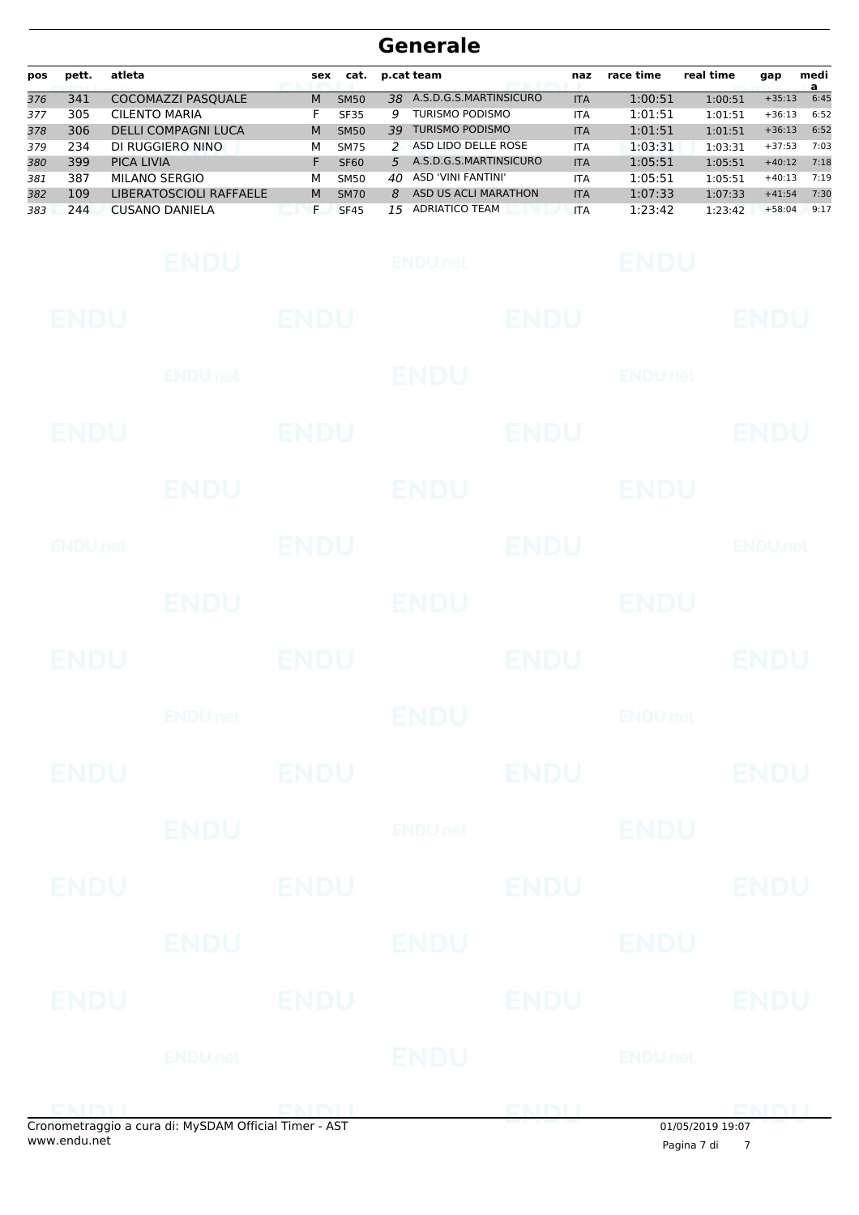# Generale

| pos | pett. | atleta | sex | cat. | p.cat | team | naz | race time | real time | gap | media |
|---|---|---|---|---|---|---|---|---|---|---|---|
| 376 | 341 | COCOMAZZI PASQUALE | M | SM50 | 38 | A.S.D.G.S.MARTINSICURO | ITA | 1:00:51 | 1:00:51 | +35:13 | 6:45 |
| 377 | 305 | CILENTO MARIA | F | SF35 | 9 | TURISMO PODISMO | ITA | 1:01:51 | 1:01:51 | +36:13 | 6:52 |
| 378 | 306 | DELLI COMPAGNI LUCA | M | SM50 | 39 | TURISMO PODISMO | ITA | 1:01:51 | 1:01:51 | +36:13 | 6:52 |
| 379 | 234 | DI RUGGIERO NINO | M | SM75 | 2 | ASD LIDO DELLE ROSE | ITA | 1:03:31 | 1:03:31 | +37:53 | 7:03 |
| 380 | 399 | PICA LIVIA | F | SF60 | 5 | A.S.D.G.S.MARTINSICURO | ITA | 1:05:51 | 1:05:51 | +40:12 | 7:18 |
| 381 | 387 | MILANO SERGIO | M | SM50 | 40 | ASD 'VINI FANTINI' | ITA | 1:05:51 | 1:05:51 | +40:13 | 7:19 |
| 382 | 109 | LIBERATOSCIOLI RAFFAELE | M | SM70 | 8 | ASD US ACLI MARATHON | ITA | 1:07:33 | 1:07:33 | +41:54 | 7:30 |
| 383 | 244 | CUSANO DANIELA | F | SF45 | 15 | ADRIATICO TEAM | ITA | 1:23:42 | 1:23:42 | +58:04 | 9:17 |

Cronometraggio a cura di: MySDAM Official Timer - AST
www.endu.net

01/05/2019 19:07